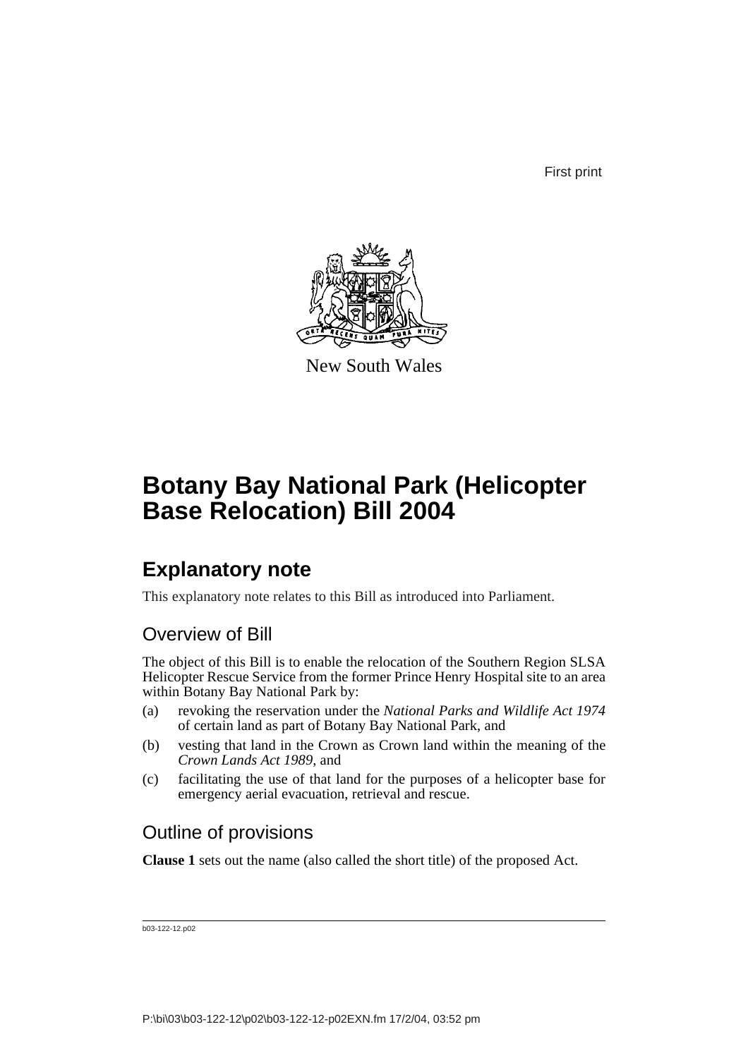First print

New South Wales

# Botany Bay National Park (Helicopter Base Relocation) Bill 2004

## Explanatory note

This explanatory note relates to this Bill as introduced into Parliament.

### Overview of Bill

The object of this Bill is to enable the relocation of the Southern Region SLSA Helicopter Rescue Service from the former Prince Henry Hospital site to an area within Botany Bay National Park by:

(a) revoking the reservation under the *National Parks and Wildlife Act 1974* of certain land as part of Botany Bay National Park, and

(b) vesting that land in the Crown as Crown land within the meaning of the *Crown Lands Act 1989*, and

(c) facilitating the use of that land for the purposes of a helicopter base for emergency aerial evacuation, retrieval and rescue.

### Outline of provisions

**Clause 1** sets out the name (also called the short title) of the proposed Act.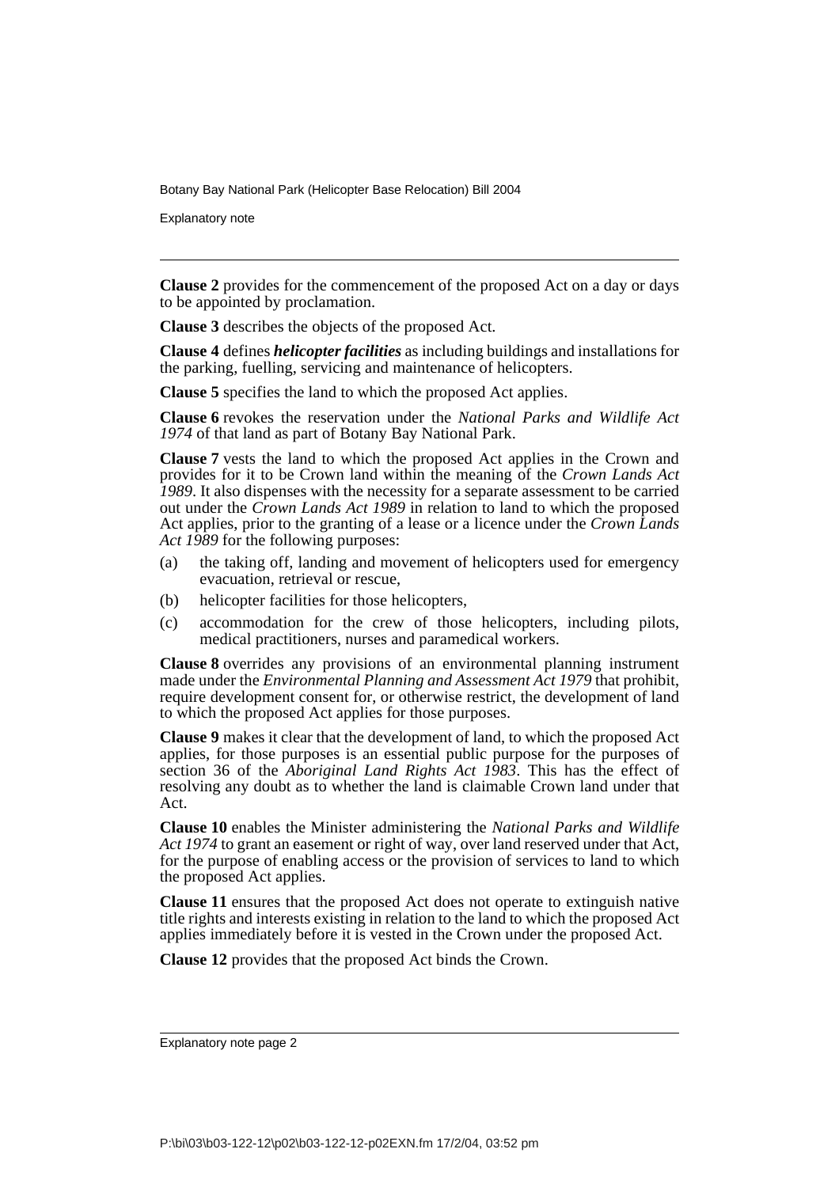**Clause 2** provides for the commencement of the proposed Act on a day or days to be appointed by proclamation.

**Clause 3** describes the objects of the proposed Act.

**Clause 4** defines ***helicopter facilities*** as including buildings and installations for the parking, fuelling, servicing and maintenance of helicopters.

**Clause 5** specifies the land to which the proposed Act applies.

**Clause 6** revokes the reservation under the *National Parks and Wildlife Act 1974* of that land as part of Botany Bay National Park.

**Clause 7** vests the land to which the proposed Act applies in the Crown and provides for it to be Crown land within the meaning of the *Crown Lands Act 1989*. It also dispenses with the necessity for a separate assessment to be carried out under the *Crown Lands Act 1989* in relation to land to which the proposed Act applies, prior to the granting of a lease or a licence under the *Crown Lands Act 1989* for the following purposes:

(a) the taking off, landing and movement of helicopters used for emergency evacuation, retrieval or rescue,

(b) helicopter facilities for those helicopters,

(c) accommodation for the crew of those helicopters, including pilots, medical practitioners, nurses and paramedical workers.

**Clause 8** overrides any provisions of an environmental planning instrument made under the *Environmental Planning and Assessment Act 1979* that prohibit, require development consent for, or otherwise restrict, the development of land to which the proposed Act applies for those purposes.

**Clause 9** makes it clear that the development of land, to which the proposed Act applies, for those purposes is an essential public purpose for the purposes of section 36 of the *Aboriginal Land Rights Act 1983*. This has the effect of resolving any doubt as to whether the land is claimable Crown land under that Act.

**Clause 10** enables the Minister administering the *National Parks and Wildlife Act 1974* to grant an easement or right of way, over land reserved under that Act, for the purpose of enabling access or the provision of services to land to which the proposed Act applies.

**Clause 11** ensures that the proposed Act does not operate to extinguish native title rights and interests existing in relation to the land to which the proposed Act applies immediately before it is vested in the Crown under the proposed Act.

**Clause 12** provides that the proposed Act binds the Crown.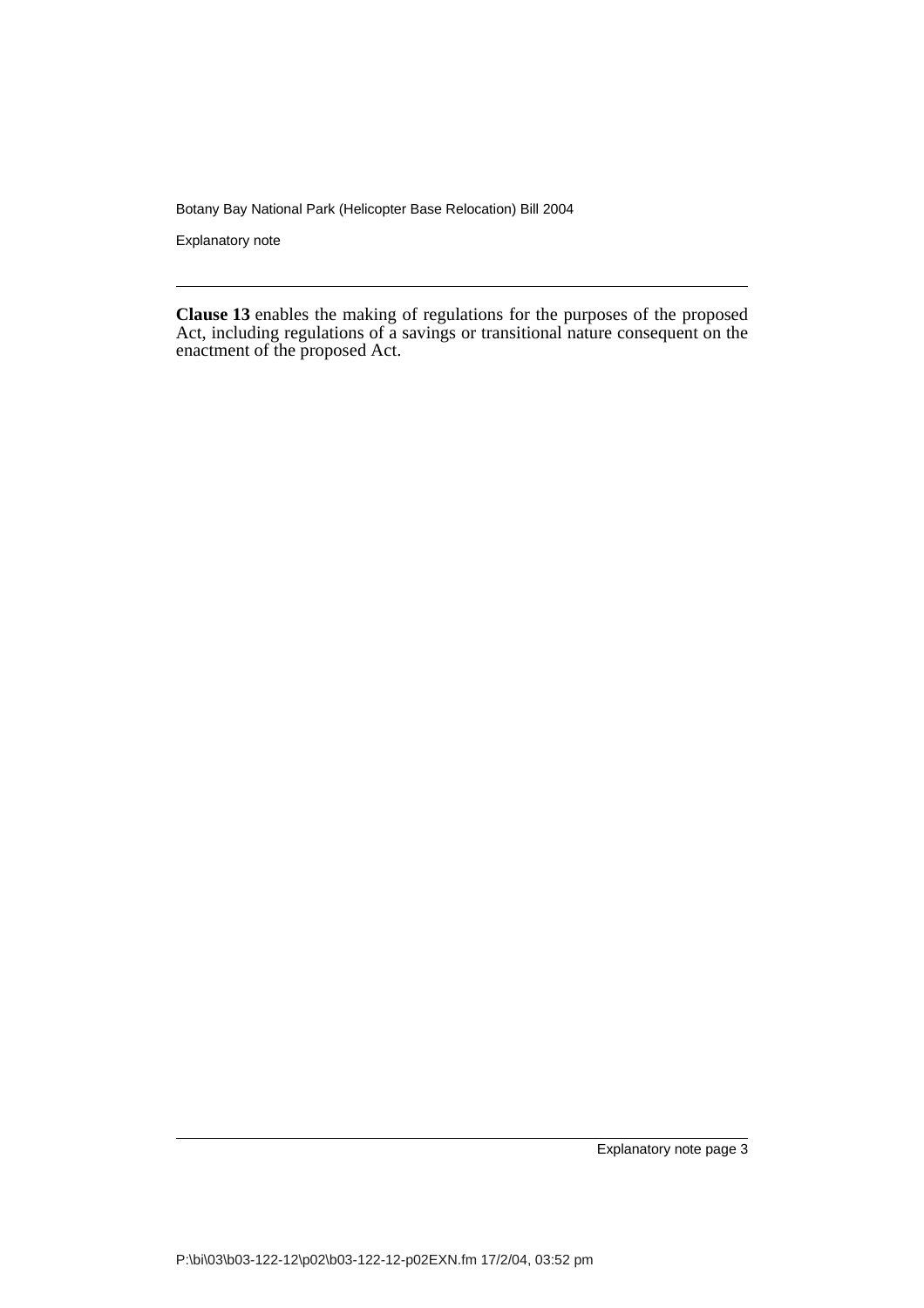**Clause 13** enables the making of regulations for the purposes of the proposed Act, including regulations of a savings or transitional nature consequent on the enactment of the proposed Act.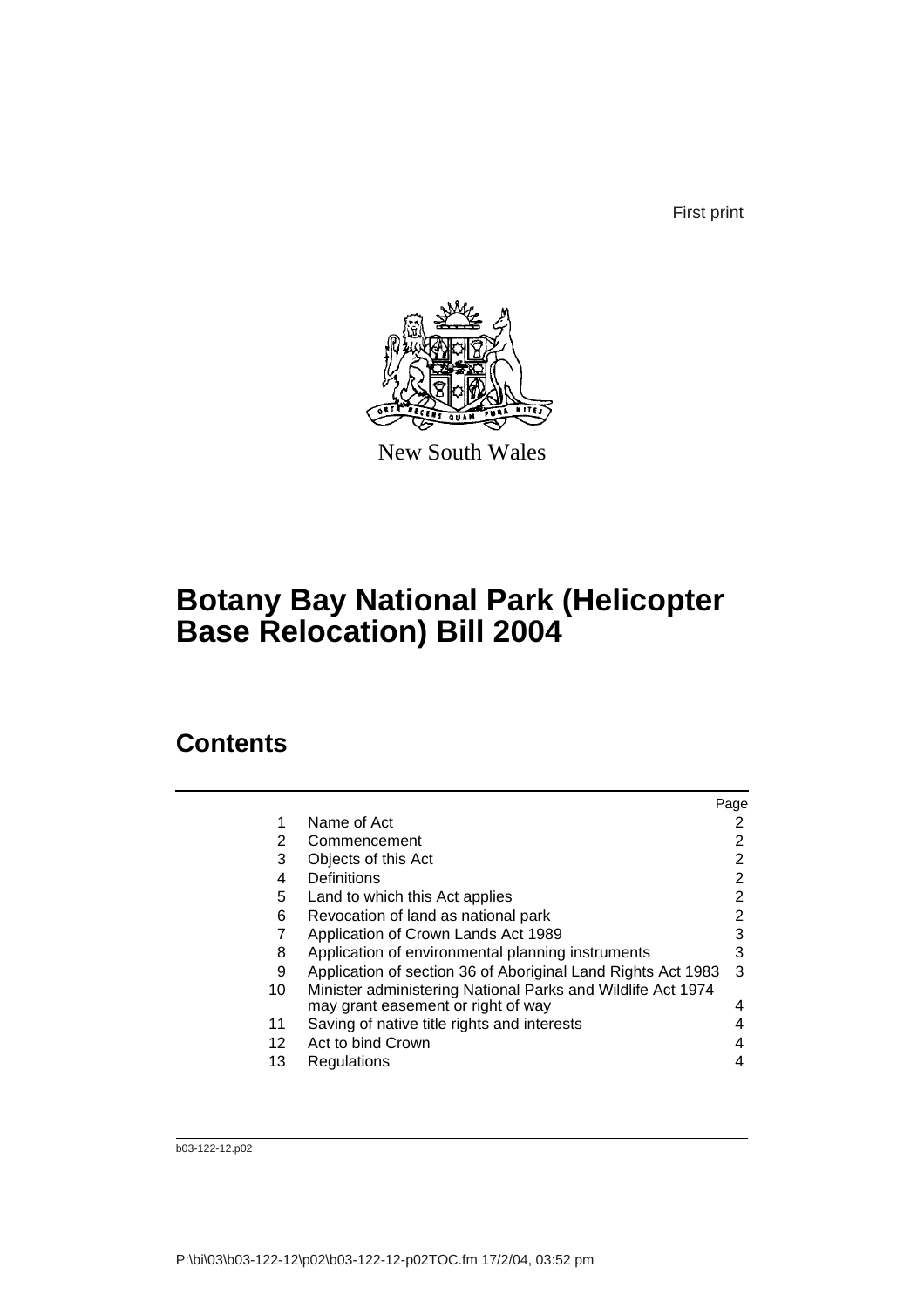First print

New South Wales

# Botany Bay National Park (Helicopter Base Relocation) Bill 2004

## Contents

| | | Page |
|---|---|---|
| 1 | Name of Act | 2 |
| 2 | Commencement | 2 |
| 3 | Objects of this Act | 2 |
| 4 | Definitions | 2 |
| 5 | Land to which this Act applies | 2 |
| 6 | Revocation of land as national park | 2 |
| 7 | Application of Crown Lands Act 1989 | 3 |
| 8 | Application of environmental planning instruments | 3 |
| 9 | Application of section 36 of Aboriginal Land Rights Act 1983 | 3 |
| 10 | Minister administering National Parks and Wildlife Act 1974 may grant easement or right of way | 4 |
| 11 | Saving of native title rights and interests | 4 |
| 12 | Act to bind Crown | 4 |
| 13 | Regulations | 4 |

b03-122-12.p02

P:\bi\03\b03-122-12\p02\b03-122-12-p02TOC.fm 17/2/04, 03:52 pm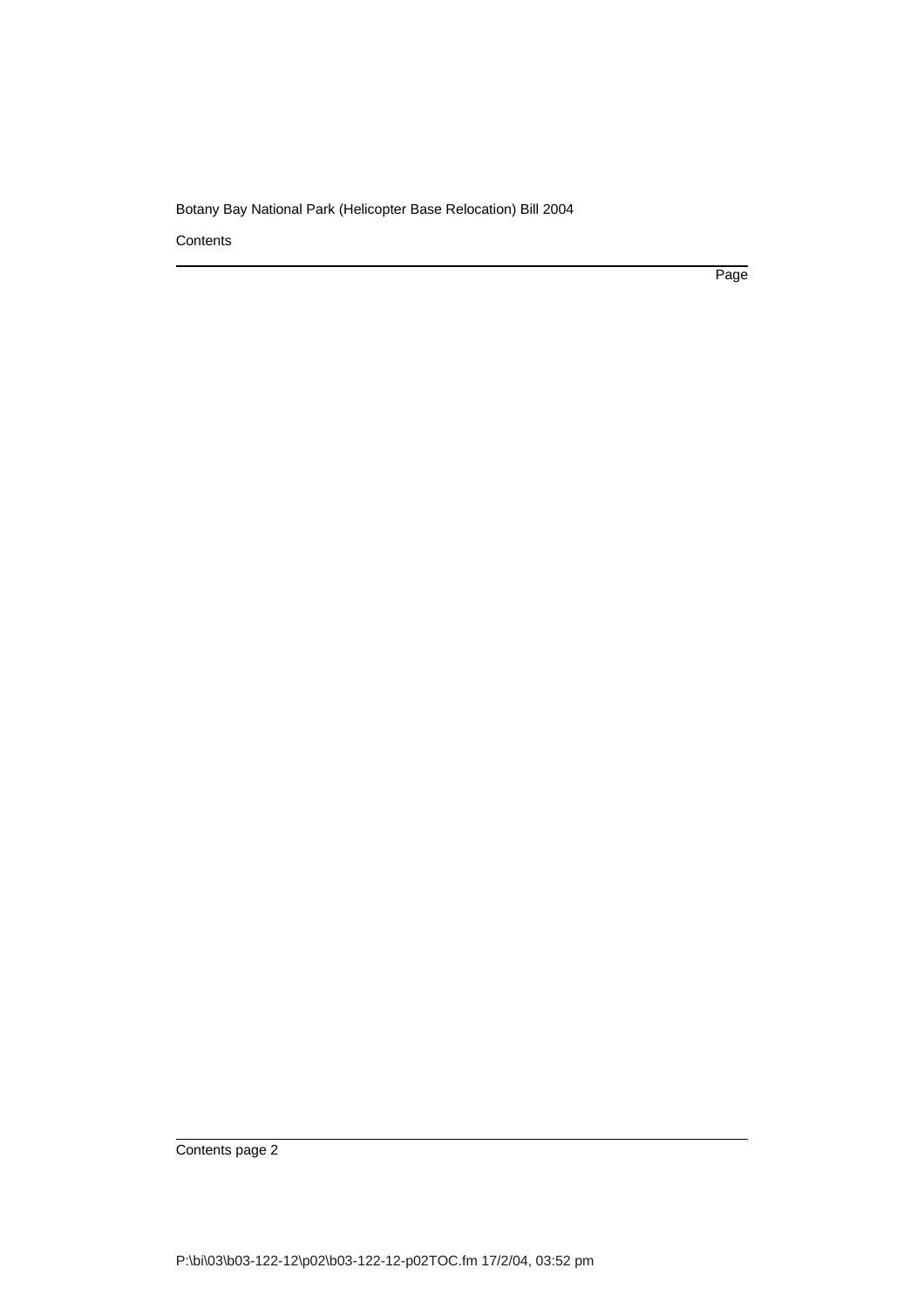Contents

Page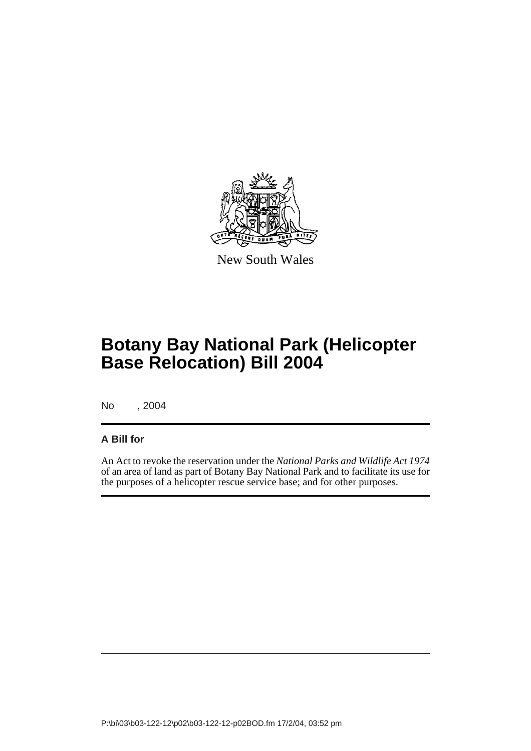New South Wales

# Botany Bay National Park (Helicopter Base Relocation) Bill 2004

No , 2004

**A Bill for**

An Act to revoke the reservation under the *National Parks and Wildlife Act 1974* of an area of land as part of Botany Bay National Park and to facilitate its use for the purposes of a helicopter rescue service base; and for other purposes.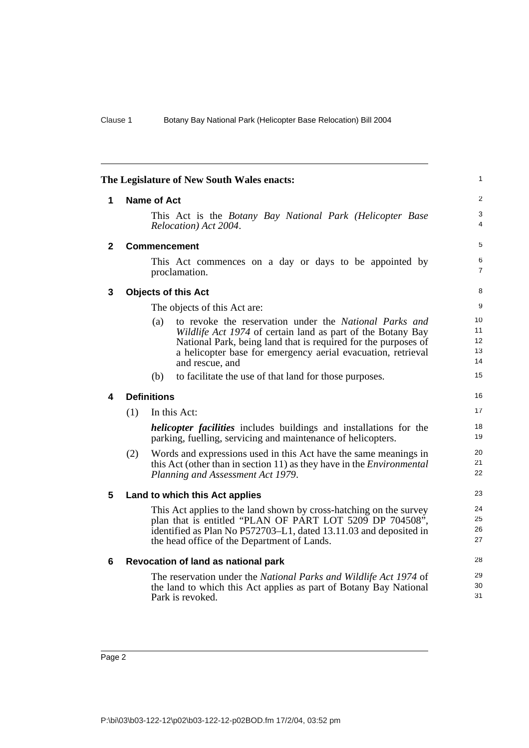The Legislature of New South Wales enacts:

## 1 Name of Act

This Act is the *Botany Bay National Park (Helicopter Base Relocation) Act 2004*.

## 2 Commencement

This Act commences on a day or days to be appointed by proclamation.

## 3 Objects of this Act

The objects of this Act are:

(a) to revoke the reservation under the *National Parks and Wildlife Act 1974* of certain land as part of the Botany Bay National Park, being land that is required for the purposes of a helicopter base for emergency aerial evacuation, retrieval and rescue, and

(b) to facilitate the use of that land for those purposes.

## 4 Definitions

(1) In this Act:

***helicopter facilities*** includes buildings and installations for the parking, fuelling, servicing and maintenance of helicopters.

(2) Words and expressions used in this Act have the same meanings in this Act (other than in section 11) as they have in the *Environmental Planning and Assessment Act 1979*.

## 5 Land to which this Act applies

This Act applies to the land shown by cross-hatching on the survey plan that is entitled "PLAN OF PART LOT 5209 DP 704508", identified as Plan No P572703–L1, dated 13.11.03 and deposited in the head office of the Department of Lands.

## 6 Revocation of land as national park

The reservation under the *National Parks and Wildlife Act 1974* of the land to which this Act applies as part of Botany Bay National Park is revoked.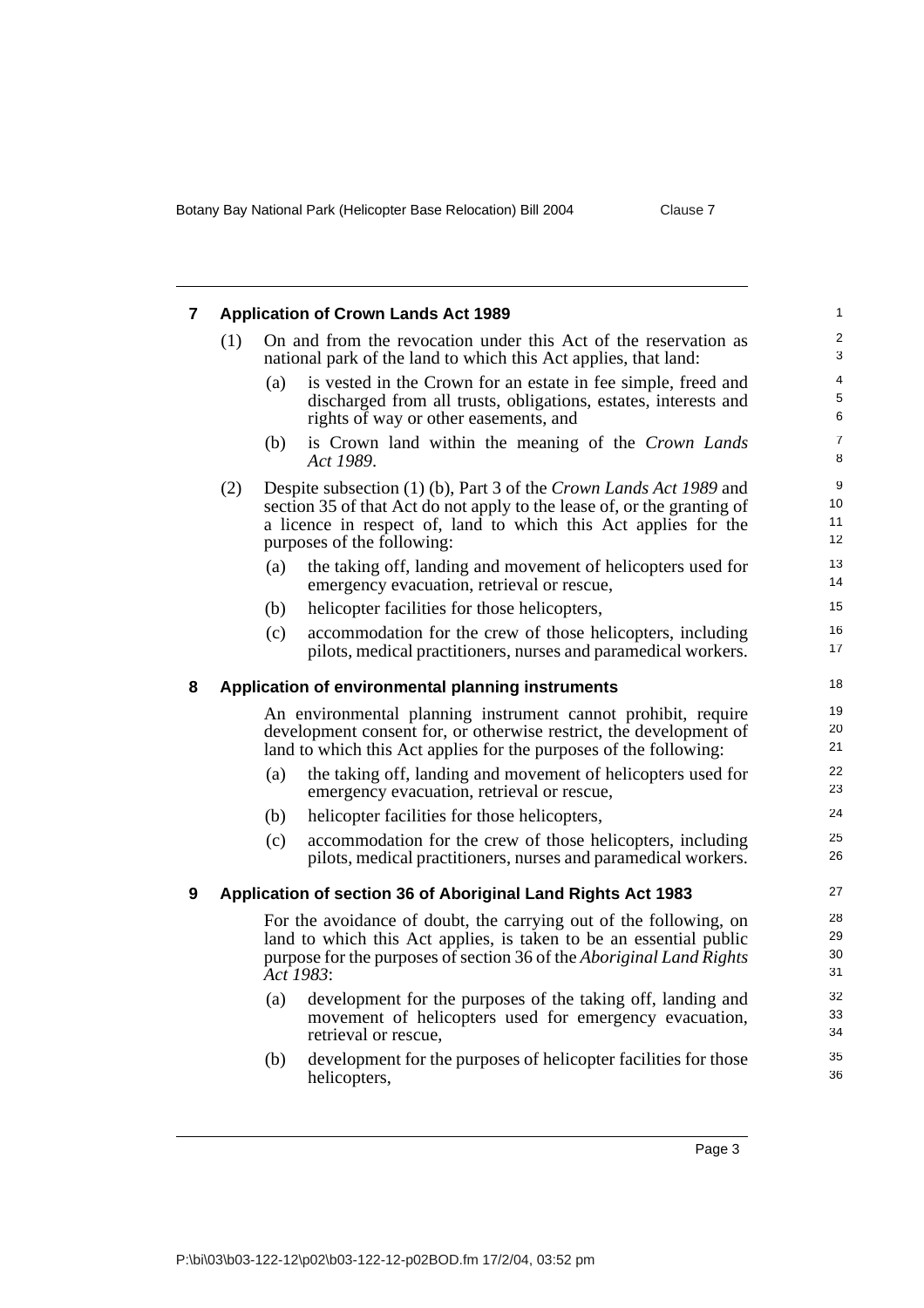## 7 Application of Crown Lands Act 1989

(1) On and from the revocation under this Act of the reservation as national park of the land to which this Act applies, that land:

- (a) is vested in the Crown for an estate in fee simple, freed and discharged from all trusts, obligations, estates, interests and rights of way or other easements, and
- (b) is Crown land within the meaning of the *Crown Lands Act 1989*.

(2) Despite subsection (1) (b), Part 3 of the *Crown Lands Act 1989* and section 35 of that Act do not apply to the lease of, or the granting of a licence in respect of, land to which this Act applies for the purposes of the following:

- (a) the taking off, landing and movement of helicopters used for emergency evacuation, retrieval or rescue,
- (b) helicopter facilities for those helicopters,
- (c) accommodation for the crew of those helicopters, including pilots, medical practitioners, nurses and paramedical workers.

## 8 Application of environmental planning instruments

An environmental planning instrument cannot prohibit, require development consent for, or otherwise restrict, the development of land to which this Act applies for the purposes of the following:

- (a) the taking off, landing and movement of helicopters used for emergency evacuation, retrieval or rescue,
- (b) helicopter facilities for those helicopters,
- (c) accommodation for the crew of those helicopters, including pilots, medical practitioners, nurses and paramedical workers.

## 9 Application of section 36 of Aboriginal Land Rights Act 1983

For the avoidance of doubt, the carrying out of the following, on land to which this Act applies, is taken to be an essential public purpose for the purposes of section 36 of the *Aboriginal Land Rights Act 1983*:

- (a) development for the purposes of the taking off, landing and movement of helicopters used for emergency evacuation, retrieval or rescue,
- (b) development for the purposes of helicopter facilities for those helicopters,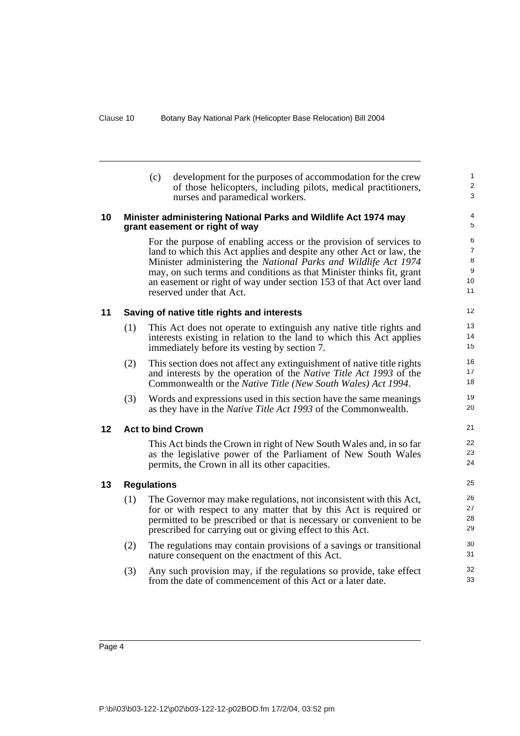(c) development for the purposes of accommodation for the crew of those helicopters, including pilots, medical practitioners, nurses and paramedical workers.

## 10 Minister administering National Parks and Wildlife Act 1974 may grant easement or right of way

For the purpose of enabling access or the provision of services to land to which this Act applies and despite any other Act or law, the Minister administering the *National Parks and Wildlife Act 1974* may, on such terms and conditions as that Minister thinks fit, grant an easement or right of way under section 153 of that Act over land reserved under that Act.

## 11 Saving of native title rights and interests

(1) This Act does not operate to extinguish any native title rights and interests existing in relation to the land to which this Act applies immediately before its vesting by section 7.

(2) This section does not affect any extinguishment of native title rights and interests by the operation of the *Native Title Act 1993* of the Commonwealth or the *Native Title (New South Wales) Act 1994*.

(3) Words and expressions used in this section have the same meanings as they have in the *Native Title Act 1993* of the Commonwealth.

## 12 Act to bind Crown

This Act binds the Crown in right of New South Wales and, in so far as the legislative power of the Parliament of New South Wales permits, the Crown in all its other capacities.

## 13 Regulations

(1) The Governor may make regulations, not inconsistent with this Act, for or with respect to any matter that by this Act is required or permitted to be prescribed or that is necessary or convenient to be prescribed for carrying out or giving effect to this Act.

(2) The regulations may contain provisions of a savings or transitional nature consequent on the enactment of this Act.

(3) Any such provision may, if the regulations so provide, take effect from the date of commencement of this Act or a later date.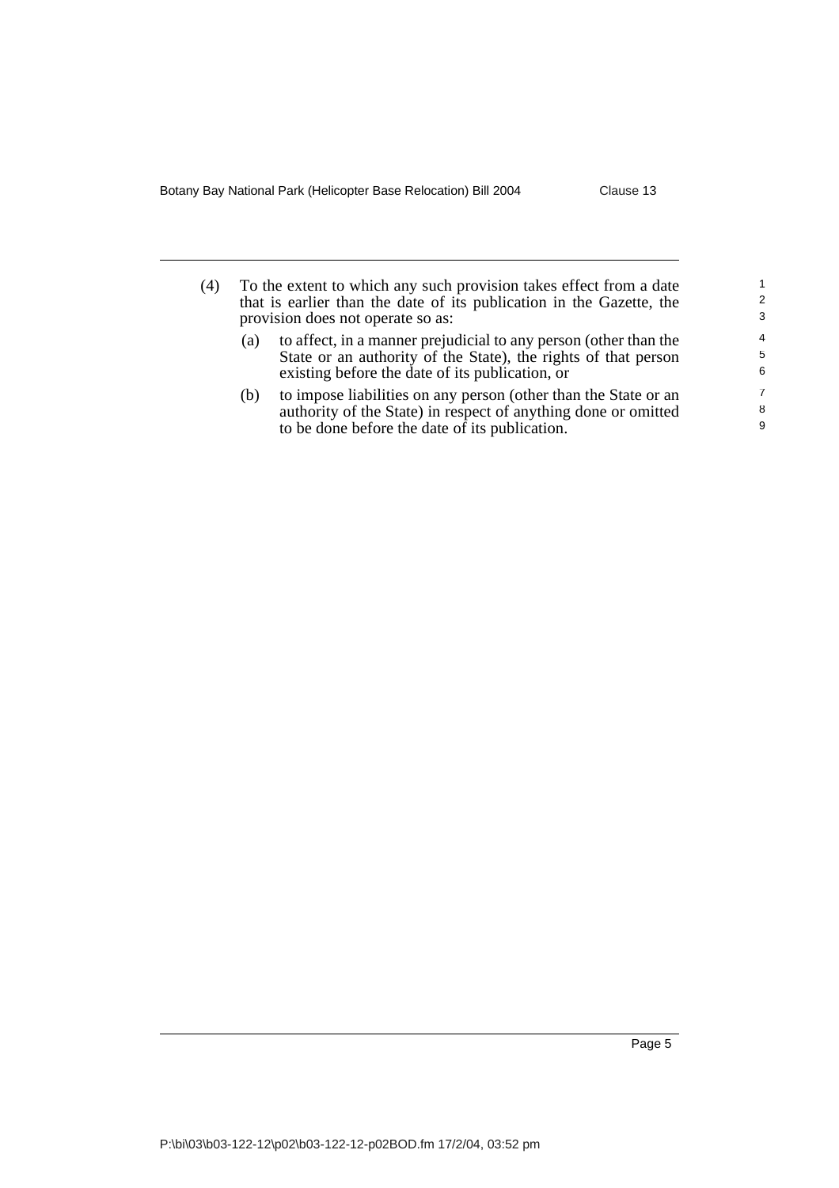(4) To the extent to which any such provision takes effect from a date that is earlier than the date of its publication in the Gazette, the provision does not operate so as:

  (a) to affect, in a manner prejudicial to any person (other than the State or an authority of the State), the rights of that person existing before the date of its publication, or

  (b) to impose liabilities on any person (other than the State or an authority of the State) in respect of anything done or omitted to be done before the date of its publication.